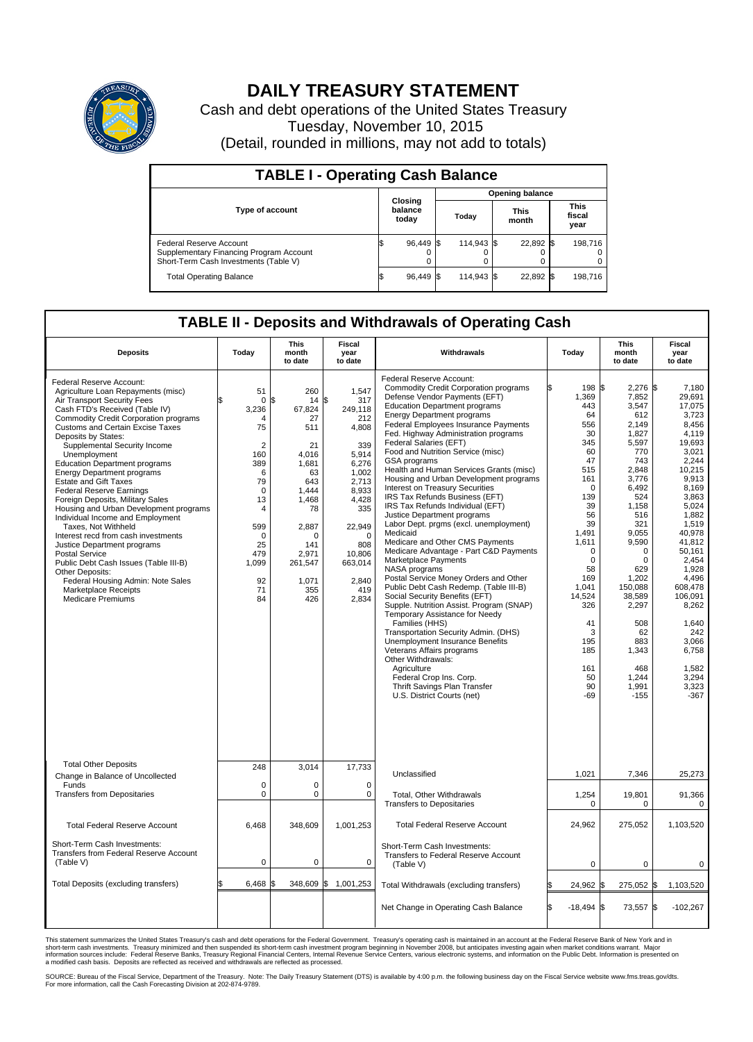# DAILY TREASURY STATEMENT

Cash and debt operations of the United States Treasury

Tuesday, November 10, 2015

(Detail, rounded in millions, may not add to totals)

## TABLE I - Operating Cash Balance

| Type of account | Closing balance today | Opening balance Today | Opening balance This month | Opening balance This fiscal year |
|---|---|---|---|---|
| Federal Reserve Account | $ 96,449 | $ 114,943 | $ 22,892 | $ 198,716 |
| Supplementary Financing Program Account | 0 | 0 | 0 | 0 |
| Short-Term Cash Investments (Table V) | 0 | 0 | 0 | 0 |
| Total Operating Balance | $ 96,449 | $ 114,943 | $ 22,892 | $ 198,716 |

## TABLE II - Deposits and Withdrawals of Operating Cash

| Deposits | Today | This month to date | Fiscal year to date | Withdrawals | Today | This month to date | Fiscal year to date |
|---|---|---|---|---|---|---|---|
| Federal Reserve Account: | | | | Federal Reserve Account: | | | |
| Agriculture Loan Repayments (misc) | 51 | 260 | 1,547 | Commodity Credit Corporation programs | $ 198 | $ 2,276 | $ 7,180 |
| Air Transport Security Fees | $ 0 | $ 14 | $ 317 | Defense Vendor Payments (EFT) | 1,369 | 7,852 | 29,691 |
| Cash FTD's Received (Table IV) | 3,236 | 67,824 | 249,118 | Education Department programs | 443 | 3,547 | 17,075 |
| Commodity Credit Corporation programs | 4 | 27 | 212 | Energy Department programs | 64 | 612 | 3,723 |
| Customs and Certain Excise Taxes | 75 | 511 | 4,808 | Federal Employees Insurance Payments | 556 | 2,149 | 8,456 |
| Deposits by States: | | | | Fed. Highway Administration programs | 30 | 1,827 | 4,119 |
| Supplemental Security Income | 2 | 21 | 339 | Federal Salaries (EFT) | 345 | 5,597 | 19,693 |
| Unemployment | 160 | 4,016 | 5,914 | Food and Nutrition Service (misc) | 60 | 770 | 3,021 |
| Education Department programs | 389 | 1,681 | 6,276 | GSA programs | 47 | 743 | 2,244 |
| Energy Department programs | 6 | 63 | 1,002 | Health and Human Services Grants (misc) | 515 | 2,848 | 10,215 |
| Estate and Gift Taxes | 79 | 643 | 2,713 | Housing and Urban Development programs | 161 | 3,776 | 9,913 |
| Federal Reserve Earnings | 0 | 1,444 | 8,933 | Interest on Treasury Securities | 0 | 6,492 | 8,169 |
| Foreign Deposits, Military Sales | 13 | 1,468 | 4,428 | IRS Tax Refunds Business (EFT) | 139 | 524 | 3,863 |
| Housing and Urban Development programs | 4 | 78 | 335 | IRS Tax Refunds Individual (EFT) | 39 | 1,158 | 5,024 |
| Individual Income and Employment Taxes, Not Withheld | 599 | 2,887 | 22,949 | Justice Department programs | 56 | 516 | 1,882 |
| Interest recd from cash investments | 0 | 0 | 0 | Labor Dept. prgms (excl. unemployment) | 39 | 321 | 1,519 |
| Justice Department programs | 25 | 141 | 808 | Medicaid | 1,491 | 9,055 | 40,978 |
| Postal Service | 479 | 2,971 | 10,806 | Medicare and Other CMS Payments | 1,611 | 9,590 | 41,812 |
| Public Debt Cash Issues (Table III-B) | 1,099 | 261,547 | 663,014 | Medicare Advantage - Part C&D Payments | 0 | 0 | 50,161 |
| Other Deposits: | | | | Marketplace Payments | 0 | 0 | 2,454 |
| Federal Housing Admin: Note Sales | 92 | 1,071 | 2,840 | NASA programs | 58 | 629 | 1,928 |
| Marketplace Receipts | 71 | 355 | 419 | Postal Service Money Orders and Other | 169 | 1,202 | 4,496 |
| Medicare Premiums | 84 | 426 | 2,834 | Public Debt Cash Redemp. (Table III-B) | 1,041 | 150,088 | 608,478 |
| | | | | Social Security Benefits (EFT) | 14,524 | 38,589 | 106,091 |
| | | | | Supple. Nutrition Assist. Program (SNAP) | 326 | 2,297 | 8,262 |
| | | | | Temporary Assistance for Needy Families (HHS) | 41 | 508 | 1,640 |
| | | | | Transportation Security Admin. (DHS) | 3 | 62 | 242 |
| | | | | Unemployment Insurance Benefits | 195 | 883 | 3,066 |
| | | | | Veterans Affairs programs | 185 | 1,343 | 6,758 |
| | | | | Other Withdrawals: | | | |
| | | | | Agriculture | 161 | 468 | 1,582 |
| | | | | Federal Crop Ins. Corp. | 50 | 1,244 | 3,294 |
| | | | | Thrift Savings Plan Transfer | 90 | 1,991 | 3,323 |
| | | | | U.S. District Courts (net) | -69 | -155 | -367 |
| Total Other Deposits | 248 | 3,014 | 17,733 | Unclassified | 1,021 | 7,346 | 25,273 |
| Change in Balance of Uncollected Funds | 0 | 0 | 0 | | | | |
| Transfers from Depositaries | 0 | 0 | 0 | Total, Other Withdrawals | 1,254 | 19,801 | 91,366 |
| | | | | Transfers to Depositaries | 0 | 0 | 0 |
| Total Federal Reserve Account | 6,468 | 348,609 | 1,001,253 | Total Federal Reserve Account | 24,962 | 275,052 | 1,103,520 |
| Short-Term Cash Investments: Transfers from Federal Reserve Account (Table V) | 0 | 0 | 0 | Short-Term Cash Investments: Transfers to Federal Reserve Account (Table V) | 0 | 0 | 0 |
| Total Deposits (excluding transfers) | $ 6,468 | $ 348,609 | $ 1,001,253 | Total Withdrawals (excluding transfers) | $ 24,962 | $ 275,052 | $ 1,103,520 |
| | | | | Net Change in Operating Cash Balance | $ -18,494 | $ 73,557 | $ -102,267 |

This statement summarizes the United States Treasury's cash and debt operations for the Federal Government. Treasury's operating cash is maintained in an account at the Federal Reserve Bank of New York and in short-term cash investments. Treasury minimized and then suspended its short-term cash investment program beginning in November 2008, but anticipates investing again when market conditions warrant. Major information sources include: Federal Reserve Banks, Treasury Regional Financial Centers, Internal Revenue Service Centers, various electronic systems, and information on the Public Debt. Information is presented on a modified cash basis. Deposits are reflected as received and withdrawals are reflected as processed.

SOURCE: Bureau of the Fiscal Service, Department of the Treasury. Note: The Daily Treasury Statement (DTS) is available by 4:00 p.m. the following business day on the Fiscal Service website www.fms.treas.gov/dts. For more information, call the Cash Forecasting Division at 202-874-9789.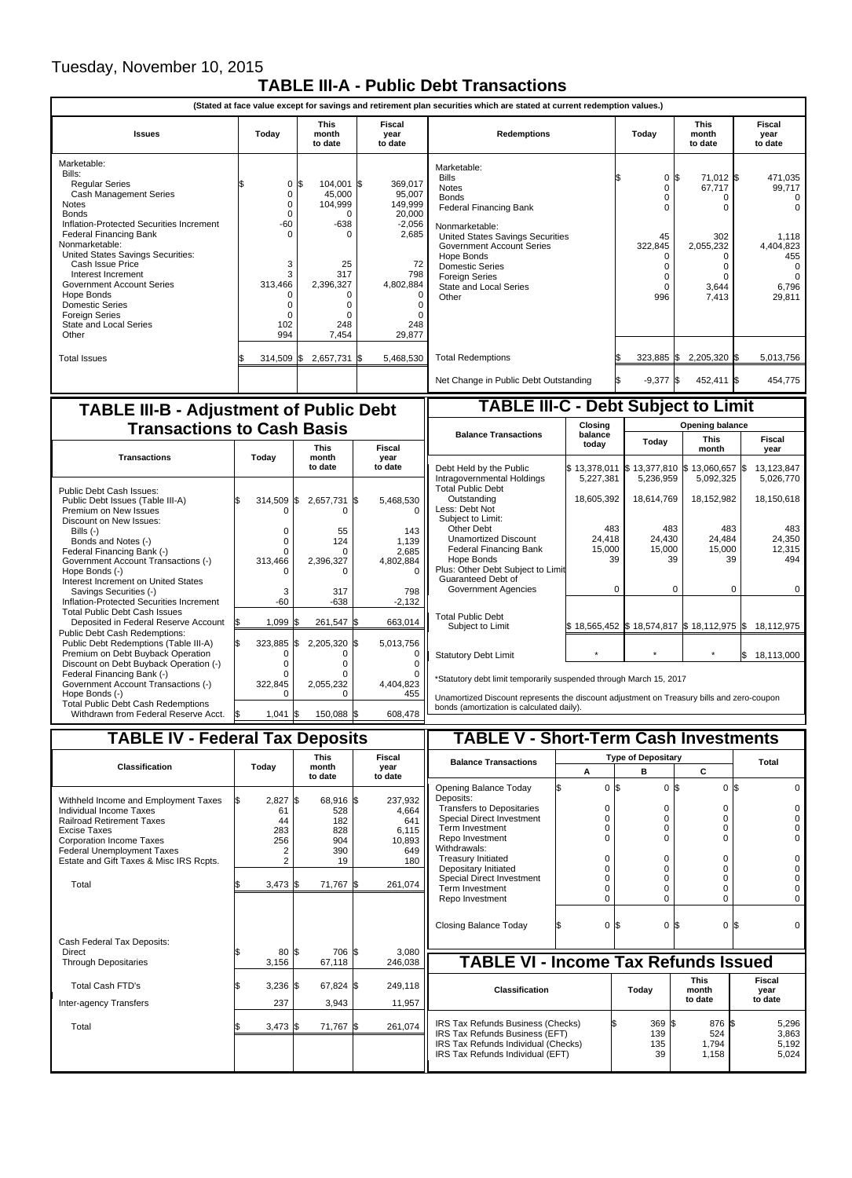Tuesday, November 10, 2015

# TABLE III-A - Public Debt Transactions

(Stated at face value except for savings and retirement plan securities which are stated at current redemption values.)

| Issues | Today | This month to date | Fiscal year to date | Redemptions | Today | This month to date | Fiscal year to date |
|---|---|---|---|---|---|---|---|
| Marketable: | | | | Marketable: | | | |
| Bills: | | | | Bills | $ 0 | $ 71,012 | $ 471,035 |
| Regular Series | $ 0 | $ 104,001 | $ 369,017 | Notes | 0 | 67,717 | 99,717 |
| Cash Management Series | 0 | 45,000 | 95,007 | Bonds | 0 | 0 | 0 |
| Notes | 0 | 104,999 | 149,999 | Federal Financing Bank | 0 | 0 | 0 |
| Bonds | 0 | 0 | 20,000 | | | | |
| Inflation-Protected Securities Increment | -60 | -638 | -2,056 | Nonmarketable: | | | |
| Federal Financing Bank | 0 | 0 | 2,685 | United States Savings Securities | 45 | 302 | 1,118 |
| Nonmarketable: | | | | Government Account Series | 322,845 | 2,055,232 | 4,404,823 |
| United States Savings Securities: | | | | Hope Bonds | 0 | 0 | 455 |
| Cash Issue Price | 3 | 25 | 72 | Domestic Series | 0 | 0 | 0 |
| Interest Increment | 3 | 317 | 798 | Foreign Series | 0 | 0 | 0 |
| Government Account Series | 313,466 | 2,396,327 | 4,802,884 | State and Local Series | 0 | 3,644 | 6,796 |
| Hope Bonds | 0 | 0 | 0 | Other | 996 | 7,413 | 29,811 |
| Domestic Series | 0 | 0 | 0 | | | | |
| Foreign Series | 0 | 0 | 0 | | | | |
| State and Local Series | 102 | 248 | 248 | | | | |
| Other | 994 | 7,454 | 29,877 | | | | |
| Total Issues | $ 314,509 | $ 2,657,731 | $ 5,468,530 | Total Redemptions | $ 323,885 | $ 2,205,320 | $ 5,013,756 |
| | | | | Net Change in Public Debt Outstanding | $ -9,377 | $ 452,411 | $ 454,775 |

# TABLE III-B - Adjustment of Public Debt Transactions to Cash Basis

| Transactions | Today | This month to date | Fiscal year to date |
|---|---|---|---|
| Public Debt Cash Issues: | | | |
| Public Debt Issues (Table III-A) | $ 314,509 | $ 2,657,731 | $ 5,468,530 |
| Premium on New Issues | 0 | 0 | 0 |
| Discount on New Issues: | | | |
| Bills (-) | 0 | 55 | 143 |
| Bonds and Notes (-) | 0 | 124 | 1,139 |
| Federal Financing Bank (-) | 0 | 0 | 2,685 |
| Government Account Transactions (-) | 313,466 | 2,396,327 | 4,802,884 |
| Hope Bonds (-) | 0 | 0 | 0 |
| Interest Increment on United States Savings Securities (-) | 3 | 317 | 798 |
| Inflation-Protected Securities Increment | -60 | -638 | -2,132 |
| Total Public Debt Cash Issues Deposited in Federal Reserve Account | $ 1,099 | $ 261,547 | $ 663,014 |
| Public Debt Cash Redemptions: | | | |
| Public Debt Redemptions (Table III-A) | $ 323,885 | $ 2,205,320 | $ 5,013,756 |
| Premium on Debt Buyback Operation | 0 | 0 | 0 |
| Discount on Debt Buyback Operation (-) | 0 | 0 | 0 |
| Federal Financing Bank (-) | 0 | 0 | 0 |
| Government Account Transactions (-) | 322,845 | 2,055,232 | 4,404,823 |
| Hope Bonds (-) | 0 | 0 | 455 |
| Total Public Debt Cash Redemptions Withdrawn from Federal Reserve Acct. | $ 1,041 | $ 150,088 | $ 608,478 |

# TABLE III-C - Debt Subject to Limit

| Balance Transactions | Closing balance today | Opening balance Today | Opening balance This month | Opening balance Fiscal year |
|---|---|---|---|---|
| Debt Held by the Public | $ 13,378,011 | $ 13,377,810 | $ 13,060,657 | $ 13,123,847 |
| Intragovernmental Holdings | 5,227,381 | 5,236,959 | 5,092,325 | 5,026,770 |
| Total Public Debt Outstanding | 18,605,392 | 18,614,769 | 18,152,982 | 18,150,618 |
| Less: Debt Not Subject to Limit: | | | | |
| Other Debt | 483 | 483 | 483 | 483 |
| Unamortized Discount | 24,418 | 24,430 | 24,484 | 24,350 |
| Federal Financing Bank | 15,000 | 15,000 | 15,000 | 12,315 |
| Hope Bonds | 39 | 39 | 39 | 494 |
| Plus: Other Debt Subject to Limit | | | | |
| Guaranteed Debt of Government Agencies | 0 | 0 | 0 | 0 |
| Total Public Debt Subject to Limit | $ 18,565,452 | $ 18,574,817 | $ 18,112,975 | $ 18,112,975 |
| Statutory Debt Limit | * | * | * | $ 18,113,000 |

*Statutory debt limit temporarily suspended through March 15, 2017

Unamortized Discount represents the discount adjustment on Treasury bills and zero-coupon bonds (amortization is calculated daily).

# TABLE IV - Federal Tax Deposits

| Classification | Today | This month to date | Fiscal year to date |
|---|---|---|---|
| Withheld Income and Employment Taxes | $ 2,827 | $ 68,916 | $ 237,932 |
| Individual Income Taxes | 61 | 528 | 4,664 |
| Railroad Retirement Taxes | 44 | 182 | 641 |
| Excise Taxes | 283 | 828 | 6,115 |
| Corporation Income Taxes | 256 | 904 | 10,893 |
| Federal Unemployment Taxes | 2 | 390 | 649 |
| Estate and Gift Taxes & Misc IRS Rcpts. | 2 | 19 | 180 |
| Total | $ 3,473 | $ 71,767 | $ 261,074 |
| Cash Federal Tax Deposits: | | | |
| Direct | $ 80 | $ 706 | $ 3,080 |
| Through Depositaries | 3,156 | 67,118 | 246,038 |
| Total Cash FTD's | $ 3,236 | $ 67,824 | $ 249,118 |
| Inter-agency Transfers | 237 | 3,943 | 11,957 |
| Total | $ 3,473 | $ 71,767 | $ 261,074 |

# TABLE V - Short-Term Cash Investments

| Balance Transactions | Type of Depositary A | Type of Depositary B | Type of Depositary C | Total |
|---|---|---|---|---|
| Opening Balance Today | $ 0 | $ 0 | $ 0 | $ 0 |
| Deposits: | | | | |
| Transfers to Depositaries | 0 | 0 | 0 | 0 |
| Special Direct Investment | 0 | 0 | 0 | 0 |
| Term Investment | 0 | 0 | 0 | 0 |
| Repo Investment | 0 | 0 | 0 | 0 |
| Withdrawals: | | | | |
| Treasury Initiated | 0 | 0 | 0 | 0 |
| Depositary Initiated | 0 | 0 | 0 | 0 |
| Special Direct Investment | 0 | 0 | 0 | 0 |
| Term Investment | 0 | 0 | 0 | 0 |
| Repo Investment | 0 | 0 | 0 | 0 |
| Closing Balance Today | $ 0 | $ 0 | $ 0 | $ 0 |

# TABLE VI - Income Tax Refunds Issued

| Classification | Today | This month to date | Fiscal year to date |
|---|---|---|---|
| IRS Tax Refunds Business (Checks) | $ 369 | $ 876 | $ 5,296 |
| IRS Tax Refunds Business (EFT) | 139 | 524 | 3,863 |
| IRS Tax Refunds Individual (Checks) | 135 | 1,794 | 5,192 |
| IRS Tax Refunds Individual (EFT) | 39 | 1,158 | 5,024 |